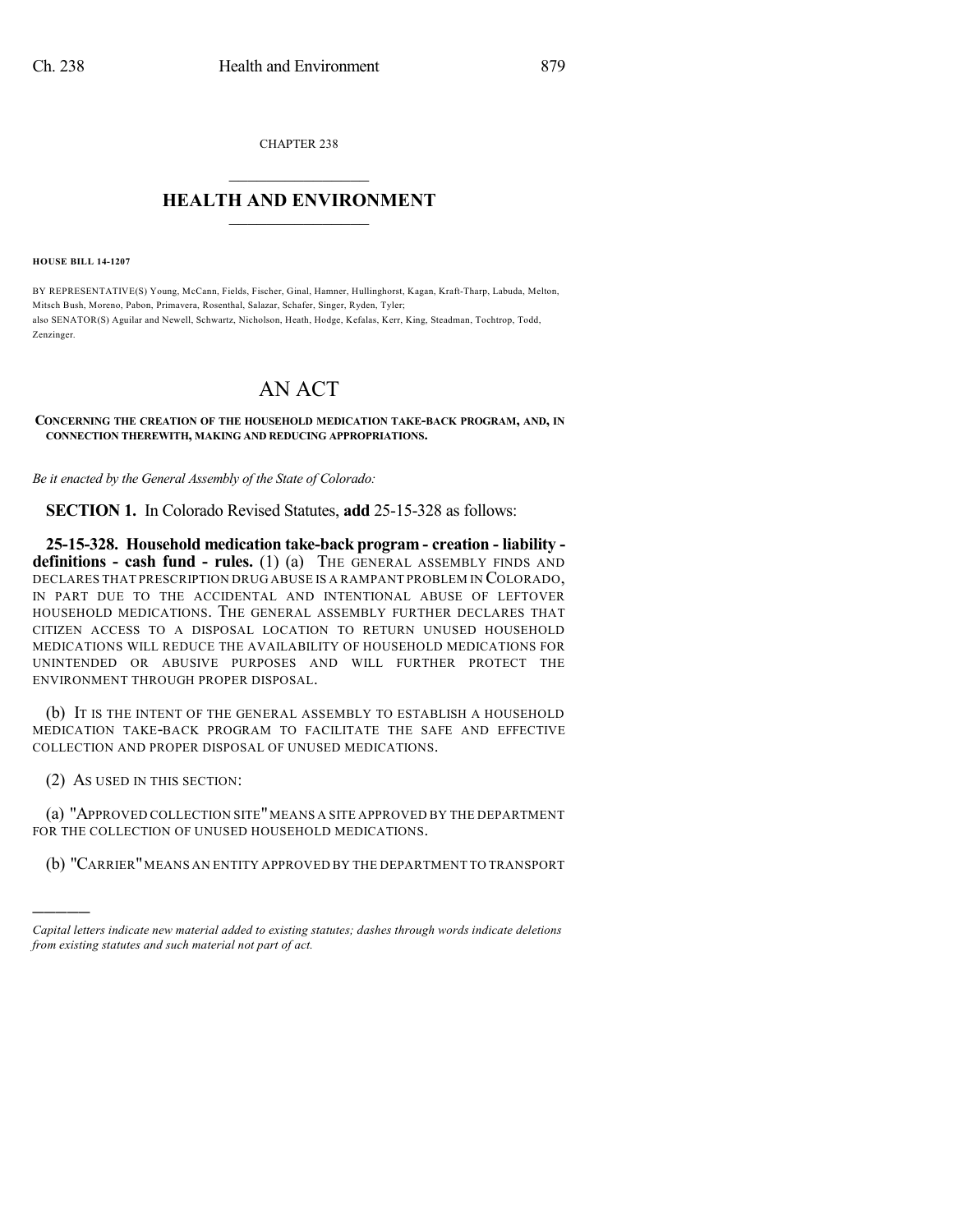CHAPTER 238

# HEALTH AND ENVIRONMENT

**HOUSE BILL 14-1207**

BY REPRESENTATIVE(S) Young, McCann, Fields, Fischer, Ginal, Hamner, Hullinghorst, Kagan, Kraft-Tharp, Labuda, Melton, Mitsch Bush, Moreno, Pabon, Primavera, Rosenthal, Salazar, Schafer, Singer, Ryden, Tyler;
also SENATOR(S) Aguilar and Newell, Schwartz, Nicholson, Heath, Hodge, Kefalas, Kerr, King, Steadman, Tochtrop, Todd, Zenzinger.

# AN ACT

**CONCERNING THE CREATION OF THE HOUSEHOLD MEDICATION TAKE-BACK PROGRAM, AND, IN CONNECTION THEREWITH, MAKING AND REDUCING APPROPRIATIONS.**

*Be it enacted by the General Assembly of the State of Colorado:*

**SECTION 1.** In Colorado Revised Statutes, **add** 25-15-328 as follows:

**25-15-328. Household medication take-back program - creation - liability - definitions - cash fund - rules.** (1) (a) THE GENERAL ASSEMBLY FINDS AND DECLARES THAT PRESCRIPTION DRUG ABUSE IS A RAMPANT PROBLEM IN COLORADO, IN PART DUE TO THE ACCIDENTAL AND INTENTIONAL ABUSE OF LEFTOVER HOUSEHOLD MEDICATIONS. THE GENERAL ASSEMBLY FURTHER DECLARES THAT CITIZEN ACCESS TO A DISPOSAL LOCATION TO RETURN UNUSED HOUSEHOLD MEDICATIONS WILL REDUCE THE AVAILABILITY OF HOUSEHOLD MEDICATIONS FOR UNINTENDED OR ABUSIVE PURPOSES AND WILL FURTHER PROTECT THE ENVIRONMENT THROUGH PROPER DISPOSAL.

(b) IT IS THE INTENT OF THE GENERAL ASSEMBLY TO ESTABLISH A HOUSEHOLD MEDICATION TAKE-BACK PROGRAM TO FACILITATE THE SAFE AND EFFECTIVE COLLECTION AND PROPER DISPOSAL OF UNUSED MEDICATIONS.

(2) AS USED IN THIS SECTION:

(a) "APPROVED COLLECTION SITE" MEANS A SITE APPROVED BY THE DEPARTMENT FOR THE COLLECTION OF UNUSED HOUSEHOLD MEDICATIONS.

(b) "CARRIER" MEANS AN ENTITY APPROVED BY THE DEPARTMENT TO TRANSPORT

---

*Capital letters indicate new material added to existing statutes; dashes through words indicate deletions from existing statutes and such material not part of act.*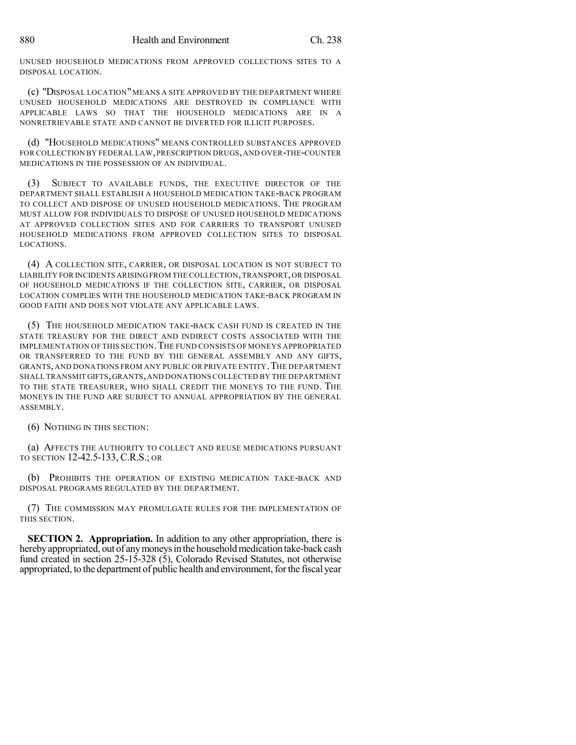UNUSED HOUSEHOLD MEDICATIONS FROM APPROVED COLLECTIONS SITES TO A DISPOSAL LOCATION.

(c) "DISPOSAL LOCATION" MEANS A SITE APPROVED BY THE DEPARTMENT WHERE UNUSED HOUSEHOLD MEDICATIONS ARE DESTROYED IN COMPLIANCE WITH APPLICABLE LAWS SO THAT THE HOUSEHOLD MEDICATIONS ARE IN A NONRETRIEVABLE STATE AND CANNOT BE DIVERTED FOR ILLICIT PURPOSES.

(d) "HOUSEHOLD MEDICATIONS" MEANS CONTROLLED SUBSTANCES APPROVED FOR COLLECTION BY FEDERAL LAW, PRESCRIPTION DRUGS, AND OVER-THE-COUNTER MEDICATIONS IN THE POSSESSION OF AN INDIVIDUAL.

(3) SUBJECT TO AVAILABLE FUNDS, THE EXECUTIVE DIRECTOR OF THE DEPARTMENT SHALL ESTABLISH A HOUSEHOLD MEDICATION TAKE-BACK PROGRAM TO COLLECT AND DISPOSE OF UNUSED HOUSEHOLD MEDICATIONS. THE PROGRAM MUST ALLOW FOR INDIVIDUALS TO DISPOSE OF UNUSED HOUSEHOLD MEDICATIONS AT APPROVED COLLECTION SITES AND FOR CARRIERS TO TRANSPORT UNUSED HOUSEHOLD MEDICATIONS FROM APPROVED COLLECTION SITES TO DISPOSAL LOCATIONS.

(4) A COLLECTION SITE, CARRIER, OR DISPOSAL LOCATION IS NOT SUBJECT TO LIABILITY FOR INCIDENTS ARISING FROM THE COLLECTION, TRANSPORT, OR DISPOSAL OF HOUSEHOLD MEDICATIONS IF THE COLLECTION SITE, CARRIER, OR DISPOSAL LOCATION COMPLIES WITH THE HOUSEHOLD MEDICATION TAKE-BACK PROGRAM IN GOOD FAITH AND DOES NOT VIOLATE ANY APPLICABLE LAWS.

(5) THE HOUSEHOLD MEDICATION TAKE-BACK CASH FUND IS CREATED IN THE STATE TREASURY FOR THE DIRECT AND INDIRECT COSTS ASSOCIATED WITH THE IMPLEMENTATION OF THIS SECTION. THE FUND CONSISTS OF MONEYS APPROPRIATED OR TRANSFERRED TO THE FUND BY THE GENERAL ASSEMBLY AND ANY GIFTS, GRANTS, AND DONATIONS FROM ANY PUBLIC OR PRIVATE ENTITY. THE DEPARTMENT SHALL TRANSMIT GIFTS, GRANTS, AND DONATIONS COLLECTED BY THE DEPARTMENT TO THE STATE TREASURER, WHO SHALL CREDIT THE MONEYS TO THE FUND. THE MONEYS IN THE FUND ARE SUBJECT TO ANNUAL APPROPRIATION BY THE GENERAL ASSEMBLY.

(6) NOTHING IN THIS SECTION:

(a) AFFECTS THE AUTHORITY TO COLLECT AND REUSE MEDICATIONS PURSUANT TO SECTION 12-42.5-133, C.R.S.; OR

(b) PROHIBITS THE OPERATION OF EXISTING MEDICATION TAKE-BACK AND DISPOSAL PROGRAMS REGULATED BY THE DEPARTMENT.

(7) THE COMMISSION MAY PROMULGATE RULES FOR THE IMPLEMENTATION OF THIS SECTION.

**SECTION 2. Appropriation.** In addition to any other appropriation, there is hereby appropriated, out of any moneys in the household medication take-back cash fund created in section 25-15-328 (5), Colorado Revised Statutes, not otherwise appropriated, to the department of public health and environment, for the fiscal year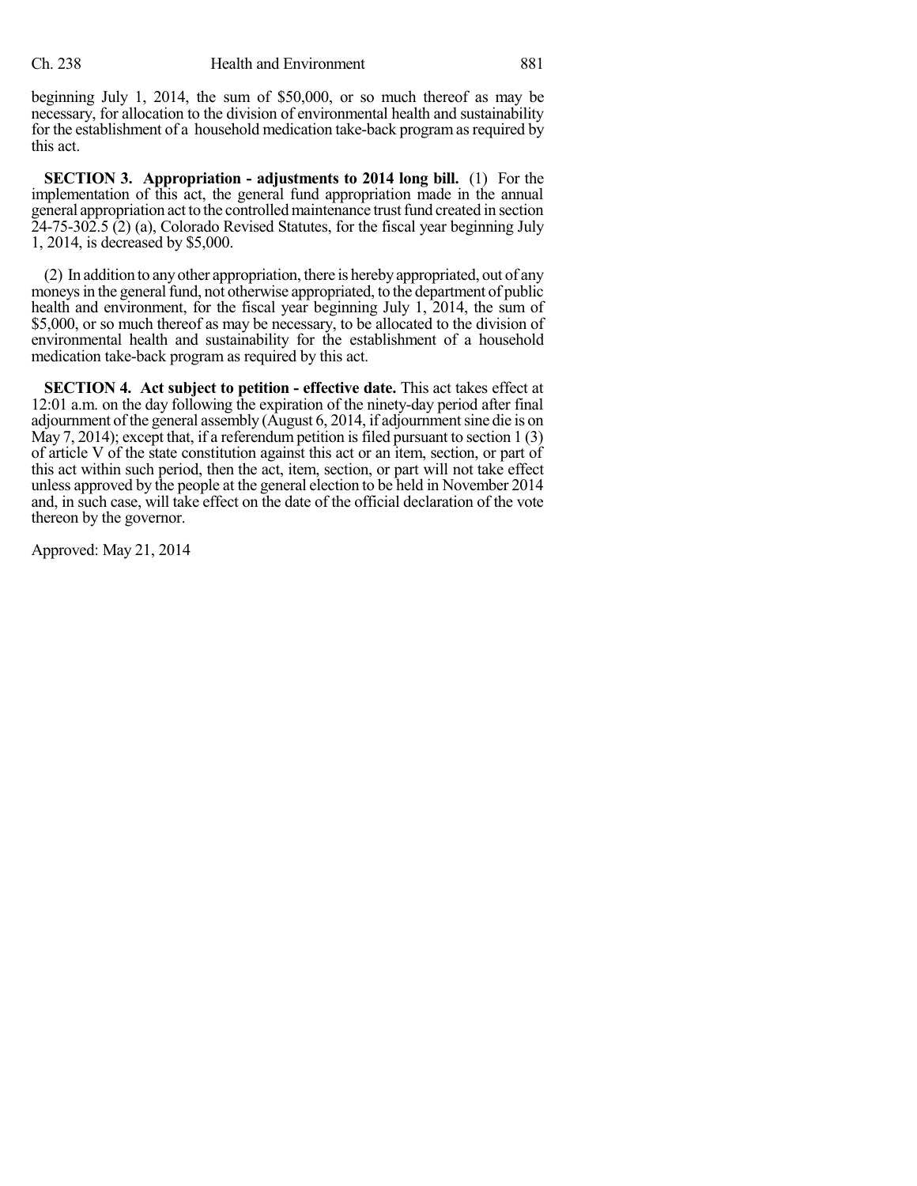beginning July 1, 2014, the sum of $50,000, or so much thereof as may be necessary, for allocation to the division of environmental health and sustainability for the establishment of a household medication take-back program as required by this act.

**SECTION 3. Appropriation - adjustments to 2014 long bill.** (1) For the implementation of this act, the general fund appropriation made in the annual general appropriation act to the controlled maintenance trust fund created in section 24-75-302.5 (2) (a), Colorado Revised Statutes, for the fiscal year beginning July 1, 2014, is decreased by $5,000.

(2) In addition to any other appropriation, there is hereby appropriated, out of any moneys in the general fund, not otherwise appropriated, to the department of public health and environment, for the fiscal year beginning July 1, 2014, the sum of $5,000, or so much thereof as may be necessary, to be allocated to the division of environmental health and sustainability for the establishment of a household medication take-back program as required by this act.

**SECTION 4. Act subject to petition - effective date.** This act takes effect at 12:01 a.m. on the day following the expiration of the ninety-day period after final adjournment of the general assembly (August 6, 2014, if adjournment sine die is on May 7, 2014); except that, if a referendum petition is filed pursuant to section 1 (3) of article V of the state constitution against this act or an item, section, or part of this act within such period, then the act, item, section, or part will not take effect unless approved by the people at the general election to be held in November 2014 and, in such case, will take effect on the date of the official declaration of the vote thereon by the governor.

Approved: May 21, 2014